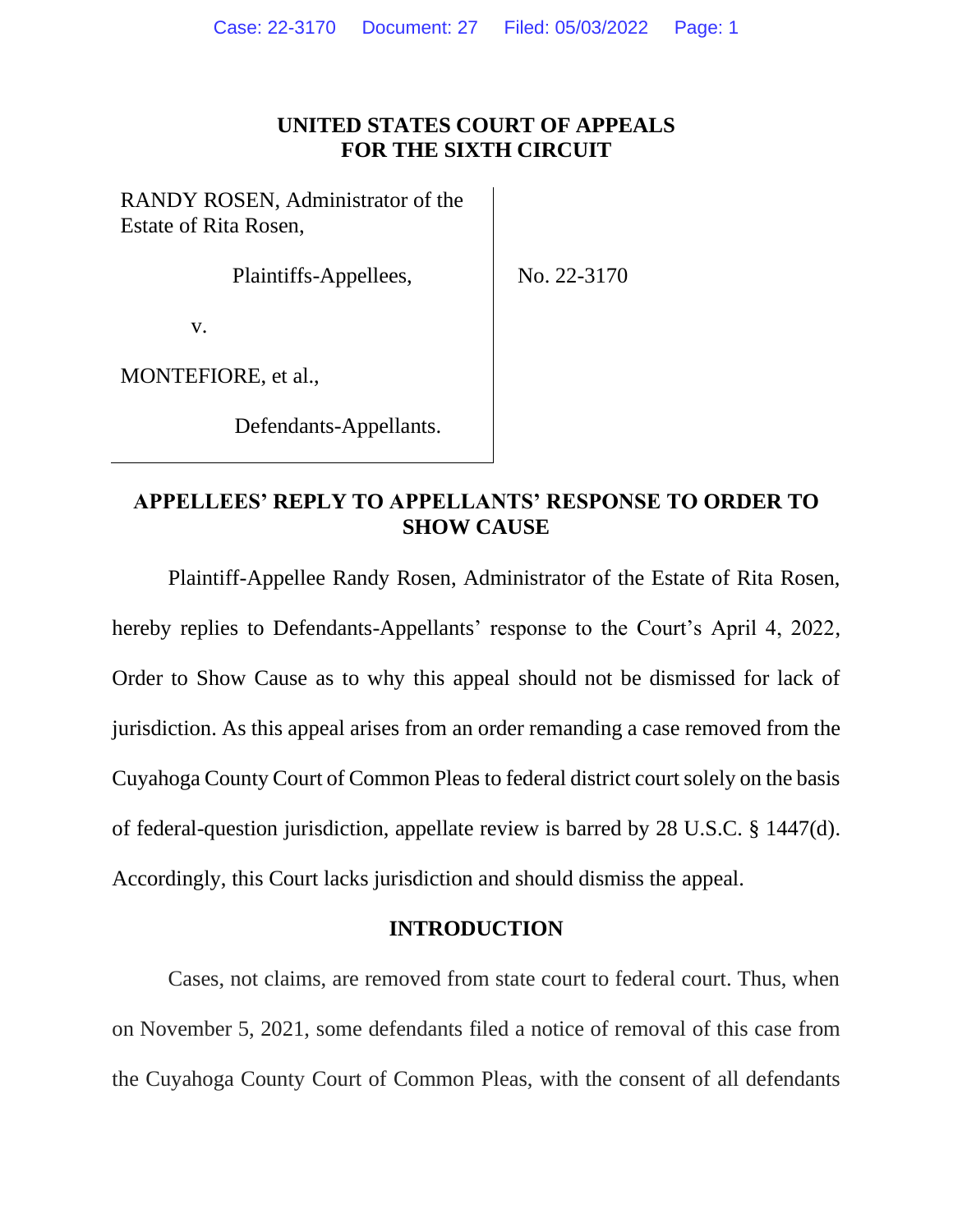**UNITED STATES COURT OF APPEALS**
**FOR THE SIXTH CIRCUIT**

| | |
|---|---|
| RANDY ROSEN, Administrator of the Estate of Rita Rosen,<br><br>Plaintiffs-Appellees,<br><br>v.<br><br>MONTEFIORE, et al.,<br><br>Defendants-Appellants. | No. 22-3170 |

## APPELLEES' REPLY TO APPELLANTS' RESPONSE TO ORDER TO SHOW CAUSE

Plaintiff-Appellee Randy Rosen, Administrator of the Estate of Rita Rosen, hereby replies to Defendants-Appellants' response to the Court's April 4, 2022, Order to Show Cause as to why this appeal should not be dismissed for lack of jurisdiction. As this appeal arises from an order remanding a case removed from the Cuyahoga County Court of Common Pleas to federal district court solely on the basis of federal-question jurisdiction, appellate review is barred by 28 U.S.C. § 1447(d). Accordingly, this Court lacks jurisdiction and should dismiss the appeal.

### INTRODUCTION

Cases, not claims, are removed from state court to federal court. Thus, when on November 5, 2021, some defendants filed a notice of removal of this case from the Cuyahoga County Court of Common Pleas, with the consent of all defendants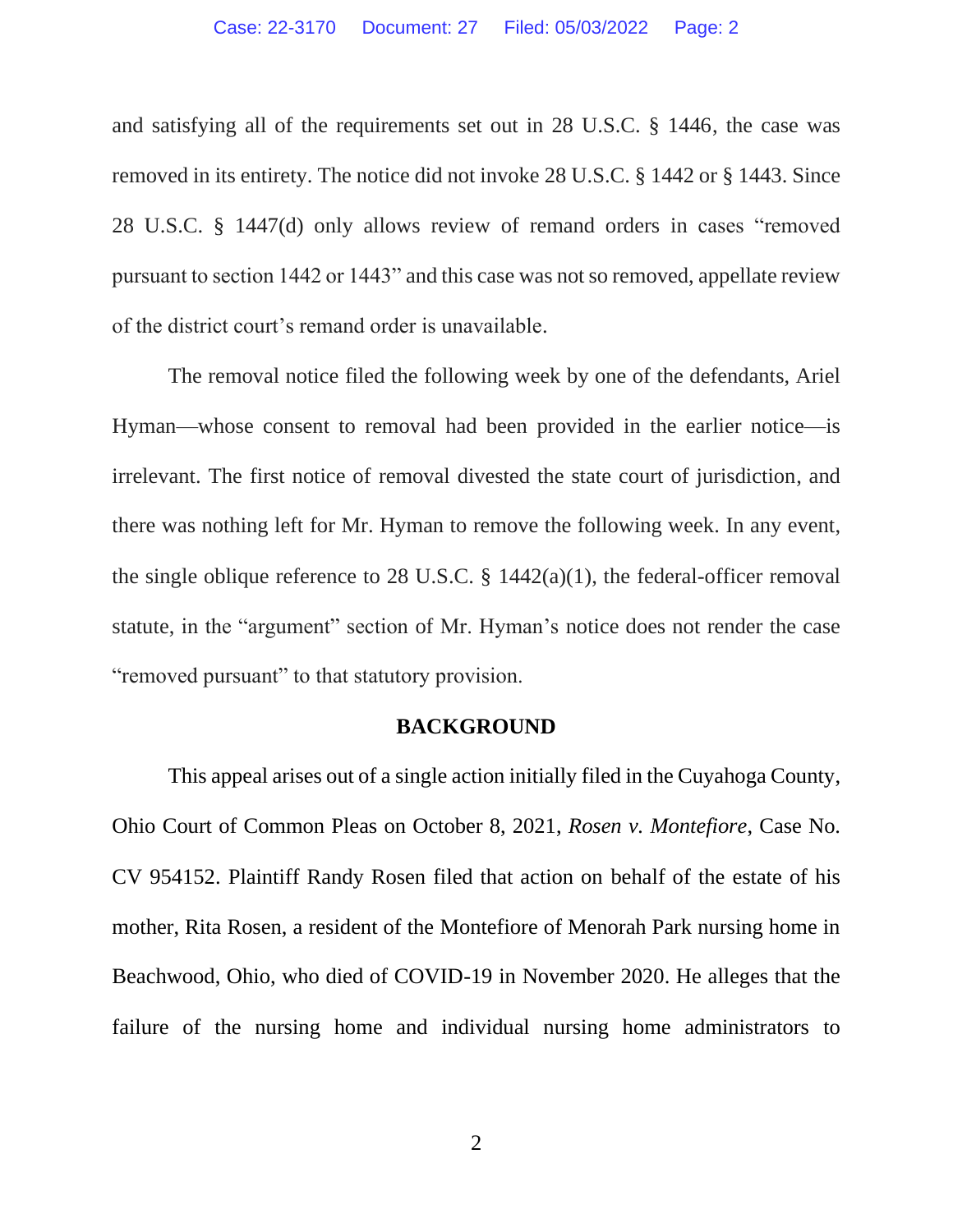and satisfying all of the requirements set out in 28 U.S.C. § 1446, the case was removed in its entirety. The notice did not invoke 28 U.S.C. § 1442 or § 1443. Since 28 U.S.C. § 1447(d) only allows review of remand orders in cases "removed pursuant to section 1442 or 1443" and this case was not so removed, appellate review of the district court's remand order is unavailable.

The removal notice filed the following week by one of the defendants, Ariel Hyman—whose consent to removal had been provided in the earlier notice—is irrelevant. The first notice of removal divested the state court of jurisdiction, and there was nothing left for Mr. Hyman to remove the following week. In any event, the single oblique reference to 28 U.S.C. § 1442(a)(1), the federal-officer removal statute, in the "argument" section of Mr. Hyman's notice does not render the case "removed pursuant" to that statutory provision.

## BACKGROUND

This appeal arises out of a single action initially filed in the Cuyahoga County, Ohio Court of Common Pleas on October 8, 2021, *Rosen v. Montefiore*, Case No. CV 954152. Plaintiff Randy Rosen filed that action on behalf of the estate of his mother, Rita Rosen, a resident of the Montefiore of Menorah Park nursing home in Beachwood, Ohio, who died of COVID-19 in November 2020. He alleges that the failure of the nursing home and individual nursing home administrators to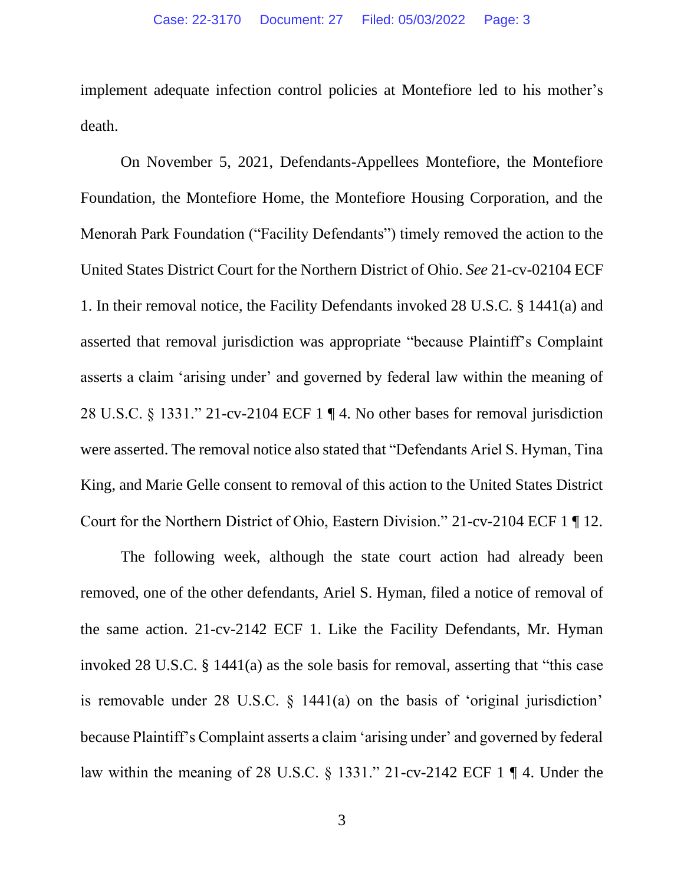implement adequate infection control policies at Montefiore led to his mother's death.

On November 5, 2021, Defendants-Appellees Montefiore, the Montefiore Foundation, the Montefiore Home, the Montefiore Housing Corporation, and the Menorah Park Foundation ("Facility Defendants") timely removed the action to the United States District Court for the Northern District of Ohio. *See* 21-cv-02104 ECF 1. In their removal notice, the Facility Defendants invoked 28 U.S.C. § 1441(a) and asserted that removal jurisdiction was appropriate "because Plaintiff's Complaint asserts a claim 'arising under' and governed by federal law within the meaning of 28 U.S.C. § 1331." 21-cv-2104 ECF 1 ¶ 4. No other bases for removal jurisdiction were asserted. The removal notice also stated that "Defendants Ariel S. Hyman, Tina King, and Marie Gelle consent to removal of this action to the United States District Court for the Northern District of Ohio, Eastern Division." 21-cv-2104 ECF 1 ¶ 12.

The following week, although the state court action had already been removed, one of the other defendants, Ariel S. Hyman, filed a notice of removal of the same action. 21-cv-2142 ECF 1. Like the Facility Defendants, Mr. Hyman invoked 28 U.S.C. § 1441(a) as the sole basis for removal, asserting that "this case is removable under 28 U.S.C. § 1441(a) on the basis of 'original jurisdiction' because Plaintiff's Complaint asserts a claim 'arising under' and governed by federal law within the meaning of 28 U.S.C. § 1331." 21-cv-2142 ECF 1 ¶ 4. Under the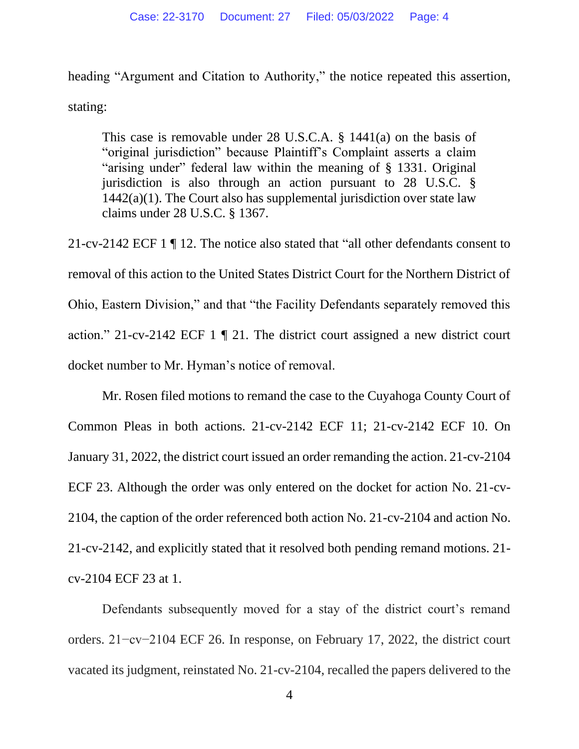heading "Argument and Citation to Authority," the notice repeated this assertion, stating:

> This case is removable under 28 U.S.C.A. § 1441(a) on the basis of "original jurisdiction" because Plaintiff's Complaint asserts a claim "arising under" federal law within the meaning of § 1331. Original jurisdiction is also through an action pursuant to 28 U.S.C. § 1442(a)(1). The Court also has supplemental jurisdiction over state law claims under 28 U.S.C. § 1367.

21-cv-2142 ECF 1 ¶ 12. The notice also stated that "all other defendants consent to removal of this action to the United States District Court for the Northern District of Ohio, Eastern Division," and that "the Facility Defendants separately removed this action." 21-cv-2142 ECF 1 ¶ 21. The district court assigned a new district court docket number to Mr. Hyman's notice of removal.

Mr. Rosen filed motions to remand the case to the Cuyahoga County Court of Common Pleas in both actions. 21-cv-2142 ECF 11; 21-cv-2142 ECF 10. On January 31, 2022, the district court issued an order remanding the action. 21-cv-2104 ECF 23. Although the order was only entered on the docket for action No. 21-cv-2104, the caption of the order referenced both action No. 21-cv-2104 and action No. 21-cv-2142, and explicitly stated that it resolved both pending remand motions. 21-cv-2104 ECF 23 at 1.

Defendants subsequently moved for a stay of the district court's remand orders. 21−cv−2104 ECF 26. In response, on February 17, 2022, the district court vacated its judgment, reinstated No. 21-cv-2104, recalled the papers delivered to the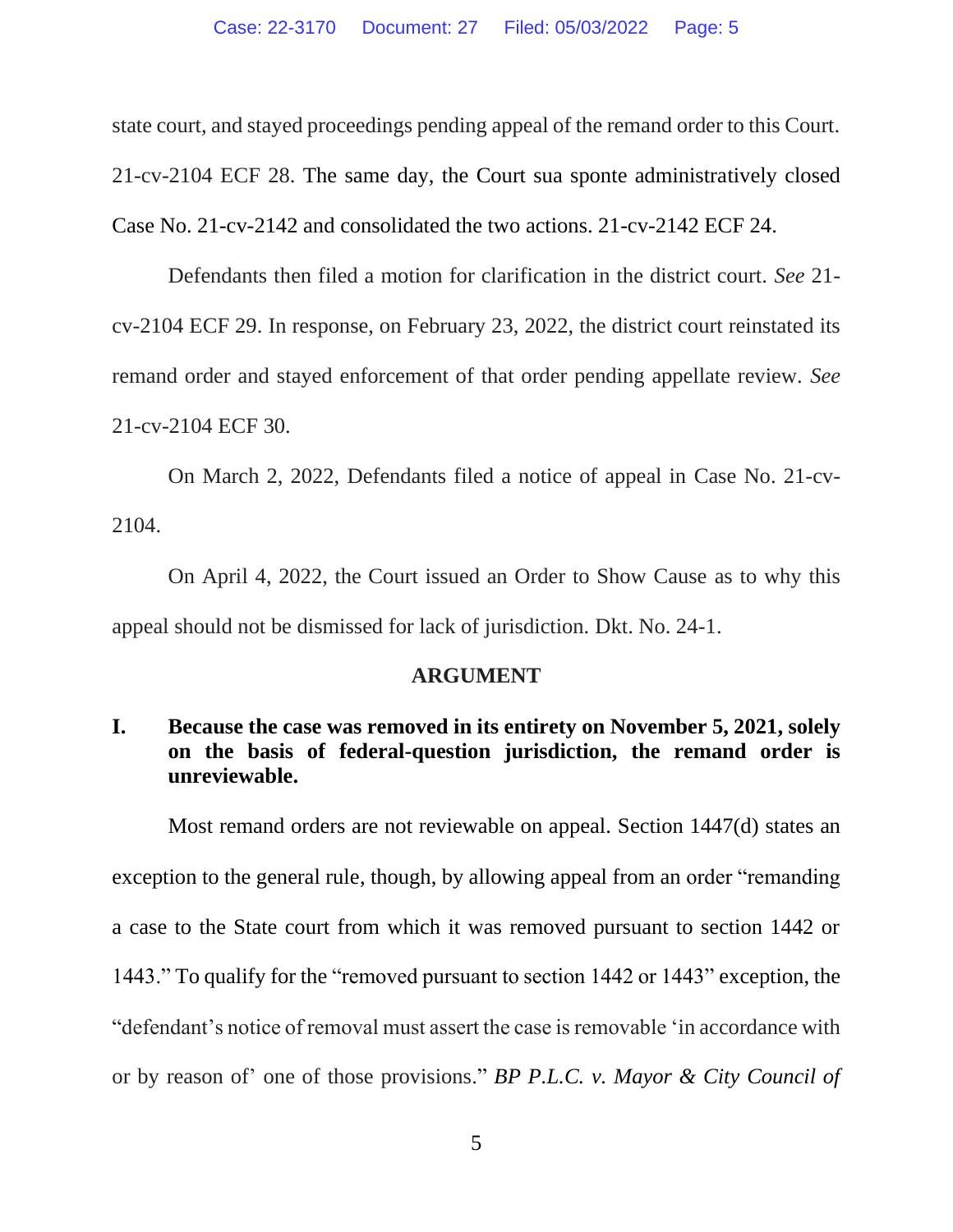state court, and stayed proceedings pending appeal of the remand order to this Court. 21-cv-2104 ECF 28. The same day, the Court sua sponte administratively closed Case No. 21-cv-2142 and consolidated the two actions. 21-cv-2142 ECF 24.

Defendants then filed a motion for clarification in the district court. *See* 21-cv-2104 ECF 29. In response, on February 23, 2022, the district court reinstated its remand order and stayed enforcement of that order pending appellate review. *See* 21-cv-2104 ECF 30.

On March 2, 2022, Defendants filed a notice of appeal in Case No. 21-cv-2104.

On April 4, 2022, the Court issued an Order to Show Cause as to why this appeal should not be dismissed for lack of jurisdiction. Dkt. No. 24-1.

## ARGUMENT

### I. Because the case was removed in its entirety on November 5, 2021, solely on the basis of federal-question jurisdiction, the remand order is unreviewable.

Most remand orders are not reviewable on appeal. Section 1447(d) states an exception to the general rule, though, by allowing appeal from an order "remanding a case to the State court from which it was removed pursuant to section 1442 or 1443." To qualify for the "removed pursuant to section 1442 or 1443" exception, the "defendant's notice of removal must assert the case is removable 'in accordance with or by reason of' one of those provisions." *BP P.L.C. v. Mayor & City Council of*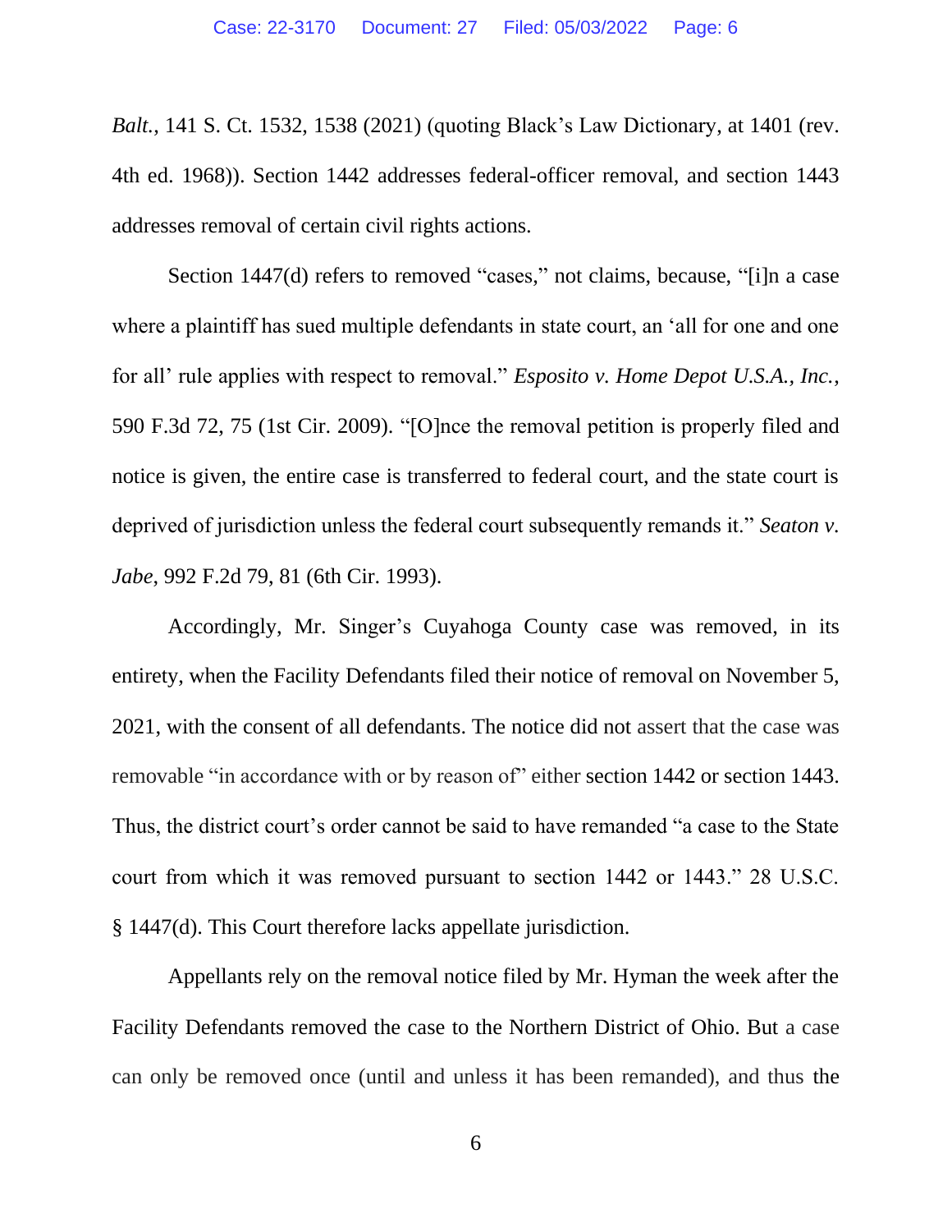*Balt.*, 141 S. Ct. 1532, 1538 (2021) (quoting Black's Law Dictionary, at 1401 (rev. 4th ed. 1968)). Section 1442 addresses federal-officer removal, and section 1443 addresses removal of certain civil rights actions.

Section 1447(d) refers to removed "cases," not claims, because, "[i]n a case where a plaintiff has sued multiple defendants in state court, an 'all for one and one for all' rule applies with respect to removal." *Esposito v. Home Depot U.S.A., Inc.*, 590 F.3d 72, 75 (1st Cir. 2009). "[O]nce the removal petition is properly filed and notice is given, the entire case is transferred to federal court, and the state court is deprived of jurisdiction unless the federal court subsequently remands it." *Seaton v. Jabe*, 992 F.2d 79, 81 (6th Cir. 1993).

Accordingly, Mr. Singer's Cuyahoga County case was removed, in its entirety, when the Facility Defendants filed their notice of removal on November 5, 2021, with the consent of all defendants. The notice did not assert that the case was removable "in accordance with or by reason of" either section 1442 or section 1443. Thus, the district court's order cannot be said to have remanded "a case to the State court from which it was removed pursuant to section 1442 or 1443." 28 U.S.C. § 1447(d). This Court therefore lacks appellate jurisdiction.

Appellants rely on the removal notice filed by Mr. Hyman the week after the Facility Defendants removed the case to the Northern District of Ohio. But a case can only be removed once (until and unless it has been remanded), and thus the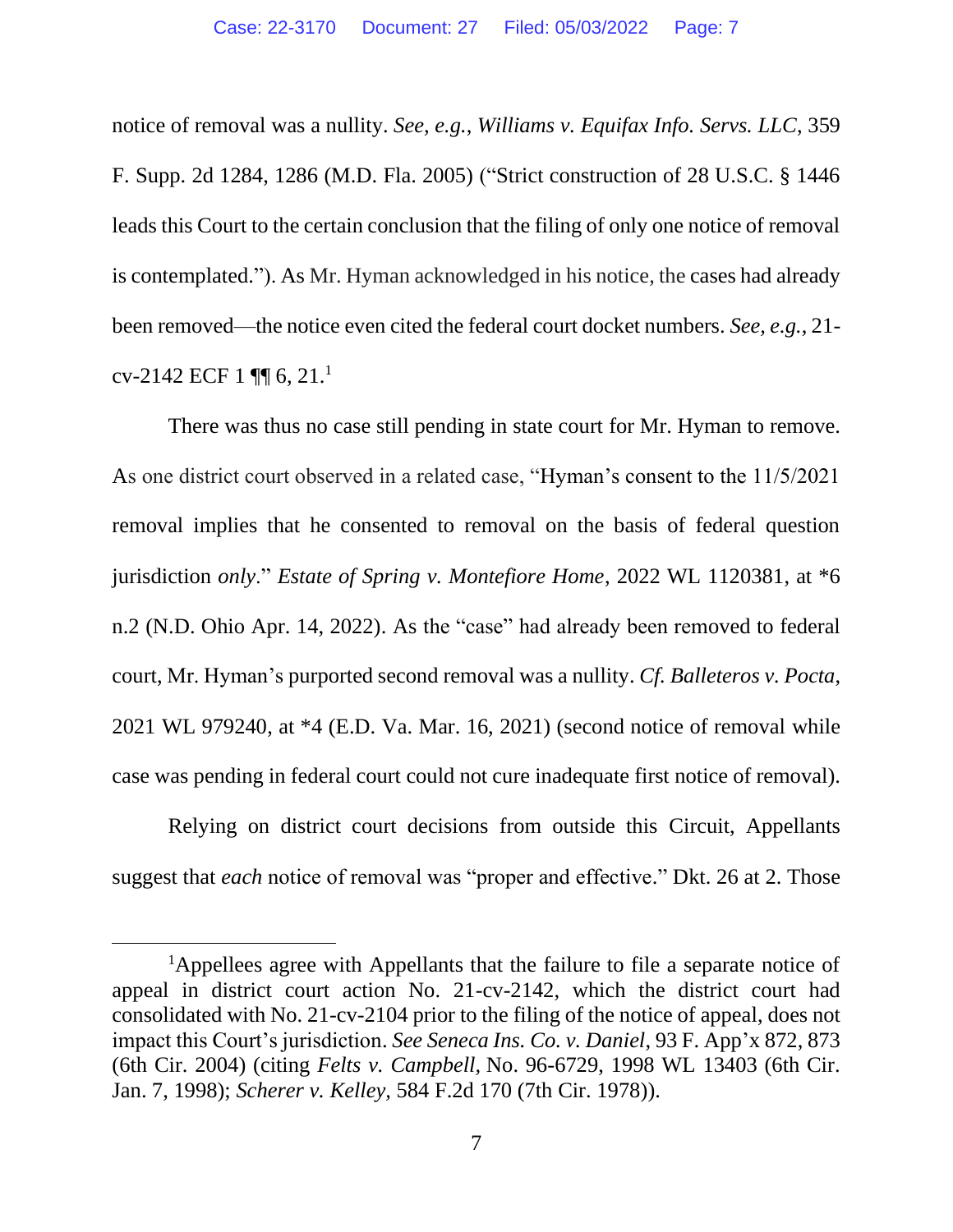notice of removal was a nullity. *See, e.g.*, *Williams v. Equifax Info. Servs. LLC*, 359 F. Supp. 2d 1284, 1286 (M.D. Fla. 2005) ("Strict construction of 28 U.S.C. § 1446 leads this Court to the certain conclusion that the filing of only one notice of removal is contemplated."). As Mr. Hyman acknowledged in his notice, the cases had already been removed—the notice even cited the federal court docket numbers. *See, e.g.*, 21-cv-2142 ECF 1 ¶¶ 6, 21.[1]

There was thus no case still pending in state court for Mr. Hyman to remove. As one district court observed in a related case, "Hyman's consent to the 11/5/2021 removal implies that he consented to removal on the basis of federal question jurisdiction *only*." *Estate of Spring v. Montefiore Home*, 2022 WL 1120381, at *6 n.2 (N.D. Ohio Apr. 14, 2022). As the "case" had already been removed to federal court, Mr. Hyman's purported second removal was a nullity. *Cf. Balleteros v. Pocta*, 2021 WL 979240, at *4 (E.D. Va. Mar. 16, 2021) (second notice of removal while case was pending in federal court could not cure inadequate first notice of removal).

Relying on district court decisions from outside this Circuit, Appellants suggest that *each* notice of removal was "proper and effective." Dkt. 26 at 2. Those

[1]Appellees agree with Appellants that the failure to file a separate notice of appeal in district court action No. 21-cv-2142, which the district court had consolidated with No. 21-cv-2104 prior to the filing of the notice of appeal, does not impact this Court's jurisdiction. *See Seneca Ins. Co. v. Daniel*, 93 F. App'x 872, 873 (6th Cir. 2004) (citing *Felts v. Campbell*, No. 96-6729, 1998 WL 13403 (6th Cir. Jan. 7, 1998); *Scherer v. Kelley*, 584 F.2d 170 (7th Cir. 1978)).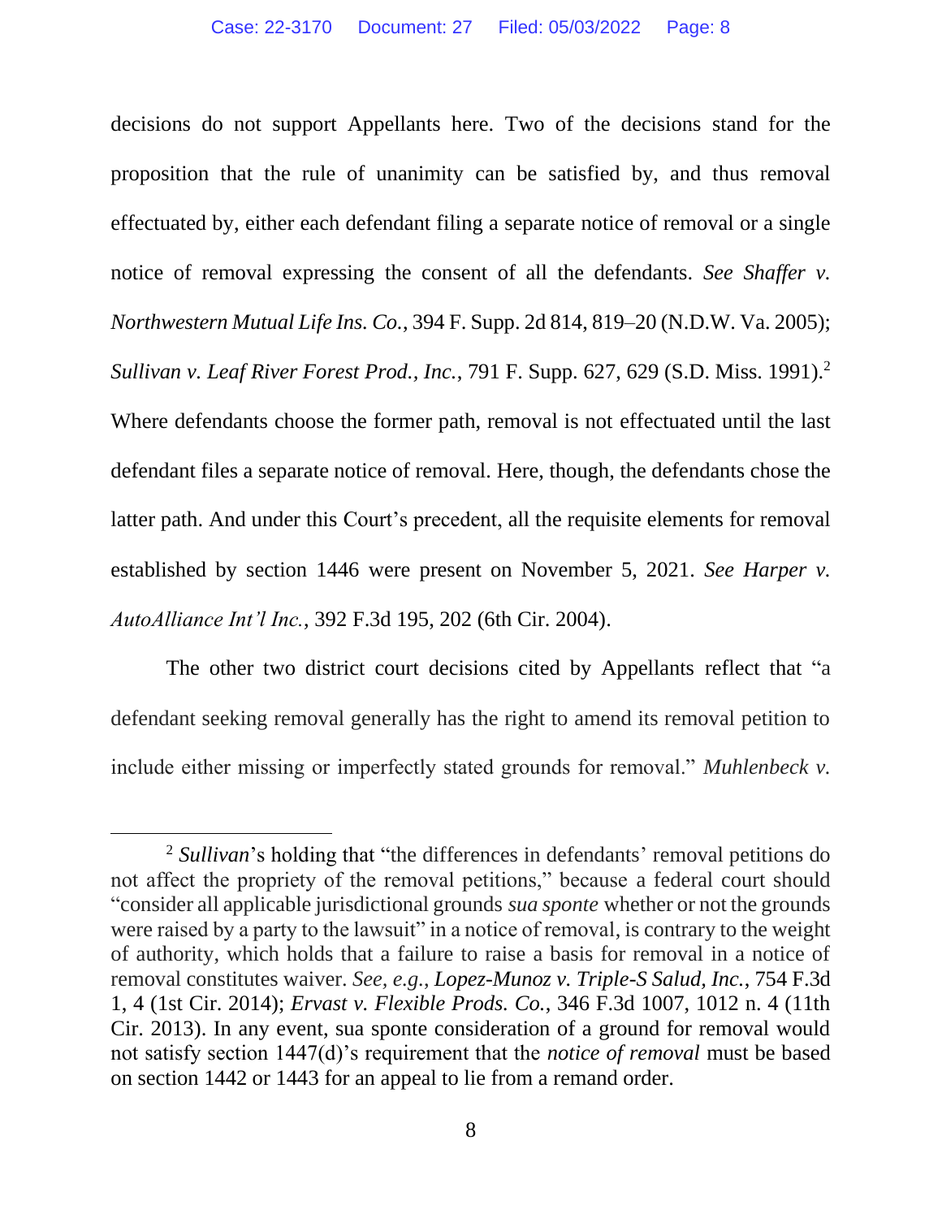decisions do not support Appellants here. Two of the decisions stand for the proposition that the rule of unanimity can be satisfied by, and thus removal effectuated by, either each defendant filing a separate notice of removal or a single notice of removal expressing the consent of all the defendants. *See Shaffer v. Northwestern Mutual Life Ins. Co.*, 394 F. Supp. 2d 814, 819–20 (N.D.W. Va. 2005); *Sullivan v. Leaf River Forest Prod., Inc.*, 791 F. Supp. 627, 629 (S.D. Miss. 1991).[2] Where defendants choose the former path, removal is not effectuated until the last defendant files a separate notice of removal. Here, though, the defendants chose the latter path. And under this Court's precedent, all the requisite elements for removal established by section 1446 were present on November 5, 2021. *See Harper v. AutoAlliance Int'l Inc.*, 392 F.3d 195, 202 (6th Cir. 2004).

The other two district court decisions cited by Appellants reflect that "a defendant seeking removal generally has the right to amend its removal petition to include either missing or imperfectly stated grounds for removal." *Muhlenbeck v.*

---

[2] *Sullivan*'s holding that "the differences in defendants' removal petitions do not affect the propriety of the removal petitions," because a federal court should "consider all applicable jurisdictional grounds *sua sponte* whether or not the grounds were raised by a party to the lawsuit" in a notice of removal, is contrary to the weight of authority, which holds that a failure to raise a basis for removal in a notice of removal constitutes waiver. *See, e.g.*, *Lopez-Munoz v. Triple-S Salud, Inc.*, 754 F.3d 1, 4 (1st Cir. 2014); *Ervast v. Flexible Prods. Co.*, 346 F.3d 1007, 1012 n. 4 (11th Cir. 2013). In any event, sua sponte consideration of a ground for removal would not satisfy section 1447(d)'s requirement that the *notice of removal* must be based on section 1442 or 1443 for an appeal to lie from a remand order.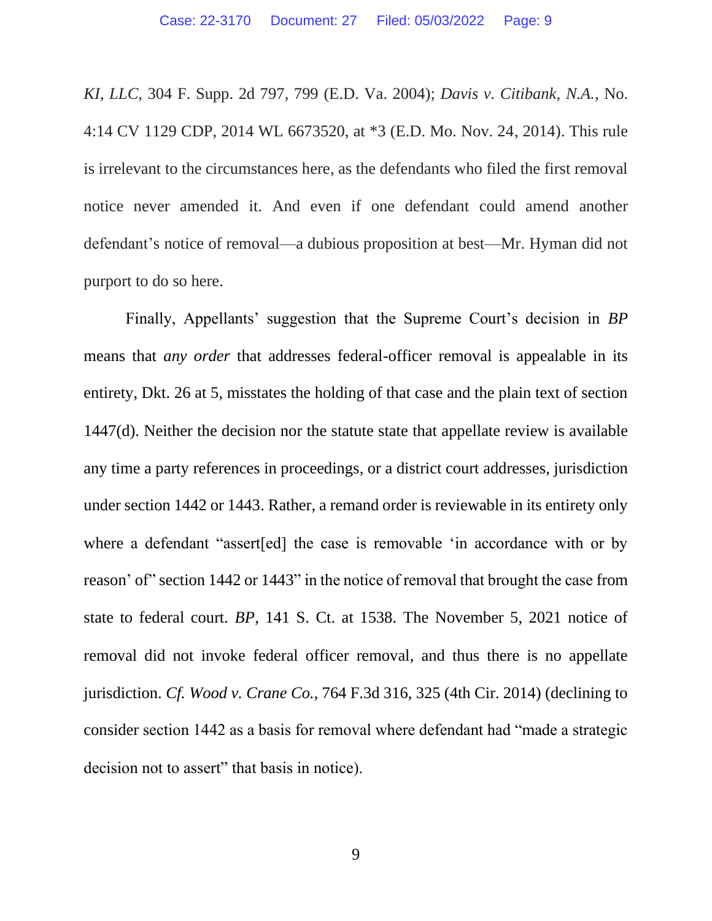*KI, LLC*, 304 F. Supp. 2d 797, 799 (E.D. Va. 2004); *Davis v. Citibank, N.A.*, No. 4:14 CV 1129 CDP, 2014 WL 6673520, at *3 (E.D. Mo. Nov. 24, 2014). This rule is irrelevant to the circumstances here, as the defendants who filed the first removal notice never amended it. And even if one defendant could amend another defendant's notice of removal—a dubious proposition at best—Mr. Hyman did not purport to do so here.

Finally, Appellants' suggestion that the Supreme Court's decision in *BP* means that *any order* that addresses federal-officer removal is appealable in its entirety, Dkt. 26 at 5, misstates the holding of that case and the plain text of section 1447(d). Neither the decision nor the statute state that appellate review is available any time a party references in proceedings, or a district court addresses, jurisdiction under section 1442 or 1443. Rather, a remand order is reviewable in its entirety only where a defendant "assert[ed] the case is removable 'in accordance with or by reason' of" section 1442 or 1443" in the notice of removal that brought the case from state to federal court. *BP*, 141 S. Ct. at 1538. The November 5, 2021 notice of removal did not invoke federal officer removal, and thus there is no appellate jurisdiction. *Cf. Wood v. Crane Co.*, 764 F.3d 316, 325 (4th Cir. 2014) (declining to consider section 1442 as a basis for removal where defendant had "made a strategic decision not to assert" that basis in notice).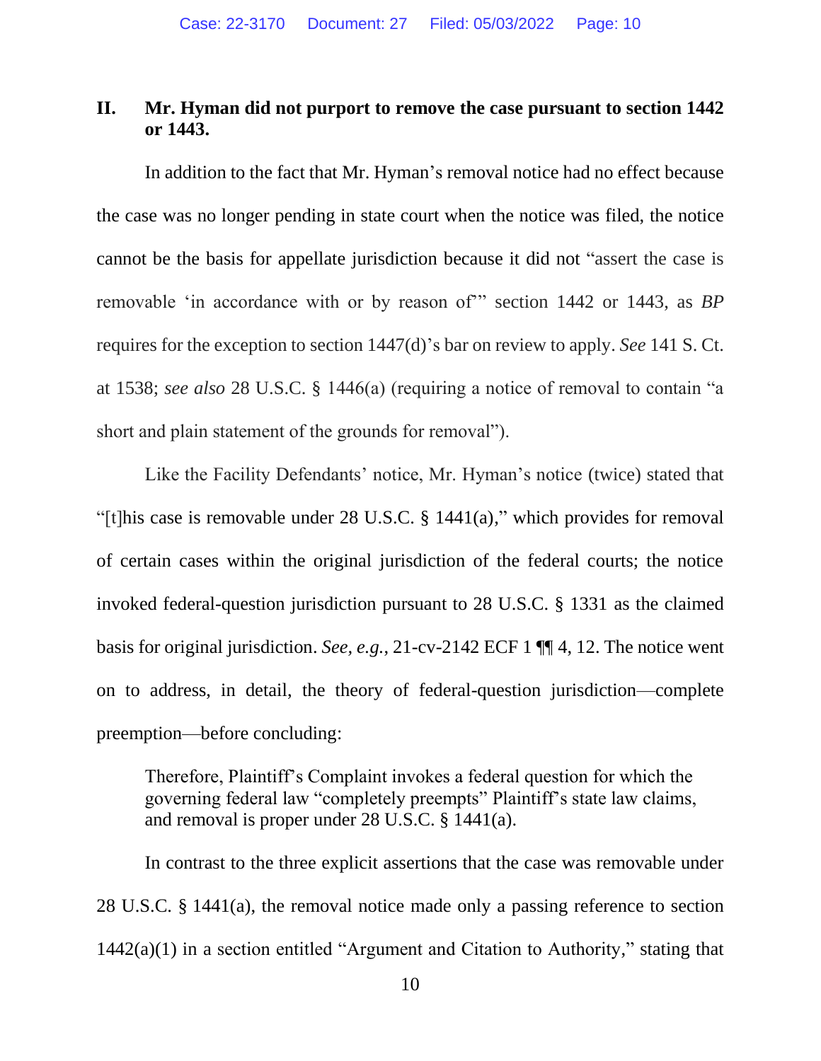## II. Mr. Hyman did not purport to remove the case pursuant to section 1442 or 1443.

In addition to the fact that Mr. Hyman's removal notice had no effect because the case was no longer pending in state court when the notice was filed, the notice cannot be the basis for appellate jurisdiction because it did not "assert the case is removable 'in accordance with or by reason of'" section 1442 or 1443, as *BP* requires for the exception to section 1447(d)'s bar on review to apply. *See* 141 S. Ct. at 1538; *see also* 28 U.S.C. § 1446(a) (requiring a notice of removal to contain "a short and plain statement of the grounds for removal").

Like the Facility Defendants' notice, Mr. Hyman's notice (twice) stated that "[t]his case is removable under 28 U.S.C. § 1441(a)," which provides for removal of certain cases within the original jurisdiction of the federal courts; the notice invoked federal-question jurisdiction pursuant to 28 U.S.C. § 1331 as the claimed basis for original jurisdiction. *See, e.g.*, 21-cv-2142 ECF 1 ¶¶ 4, 12. The notice went on to address, in detail, the theory of federal-question jurisdiction—complete preemption—before concluding:

> Therefore, Plaintiff's Complaint invokes a federal question for which the governing federal law "completely preempts" Plaintiff's state law claims, and removal is proper under 28 U.S.C. § 1441(a).

In contrast to the three explicit assertions that the case was removable under 28 U.S.C. § 1441(a), the removal notice made only a passing reference to section 1442(a)(1) in a section entitled "Argument and Citation to Authority," stating that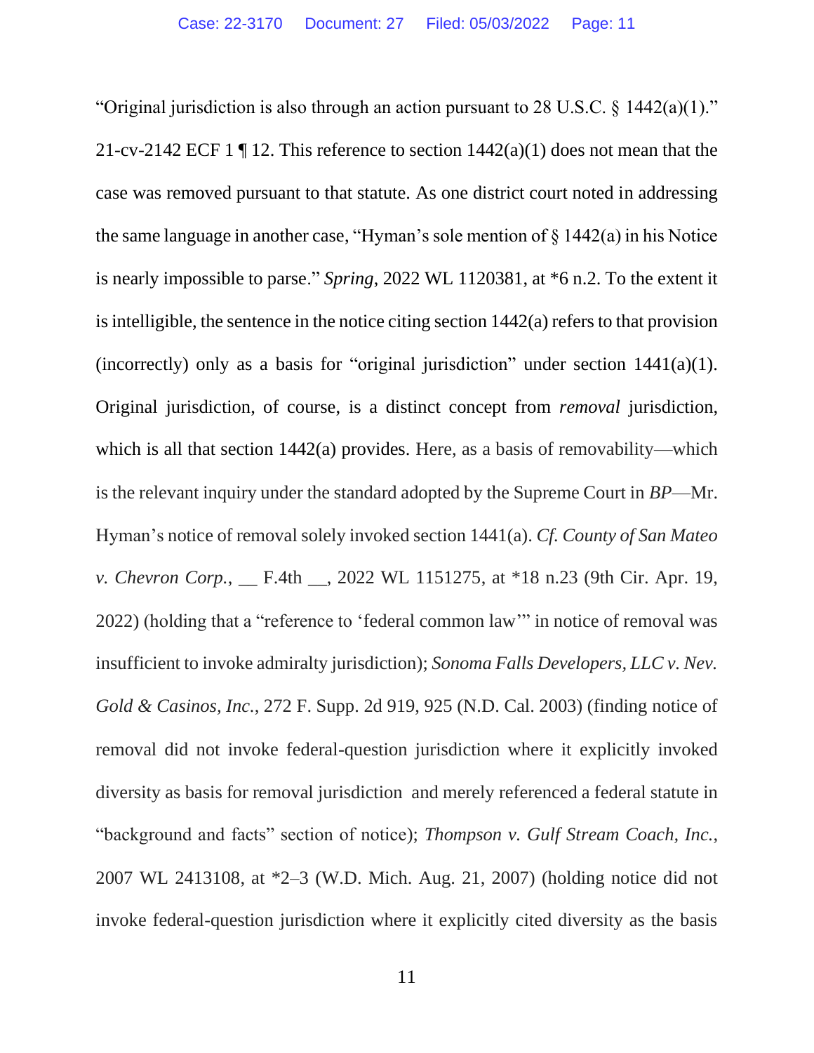"Original jurisdiction is also through an action pursuant to 28 U.S.C. § 1442(a)(1)." 21-cv-2142 ECF 1 ¶ 12. This reference to section 1442(a)(1) does not mean that the case was removed pursuant to that statute. As one district court noted in addressing the same language in another case, "Hyman's sole mention of § 1442(a) in his Notice is nearly impossible to parse." *Spring*, 2022 WL 1120381, at *6 n.2. To the extent it is intelligible, the sentence in the notice citing section 1442(a) refers to that provision (incorrectly) only as a basis for "original jurisdiction" under section 1441(a)(1). Original jurisdiction, of course, is a distinct concept from *removal* jurisdiction, which is all that section 1442(a) provides. Here, as a basis of removability—which is the relevant inquiry under the standard adopted by the Supreme Court in *BP*—Mr. Hyman's notice of removal solely invoked section 1441(a). *Cf. County of San Mateo v. Chevron Corp.*, __ F.4th __, 2022 WL 1151275, at *18 n.23 (9th Cir. Apr. 19, 2022) (holding that a "reference to 'federal common law'" in notice of removal was insufficient to invoke admiralty jurisdiction); *Sonoma Falls Developers, LLC v. Nev. Gold & Casinos, Inc.*, 272 F. Supp. 2d 919, 925 (N.D. Cal. 2003) (finding notice of removal did not invoke federal-question jurisdiction where it explicitly invoked diversity as basis for removal jurisdiction and merely referenced a federal statute in "background and facts" section of notice); *Thompson v. Gulf Stream Coach, Inc.*, 2007 WL 2413108, at *2–3 (W.D. Mich. Aug. 21, 2007) (holding notice did not invoke federal-question jurisdiction where it explicitly cited diversity as the basis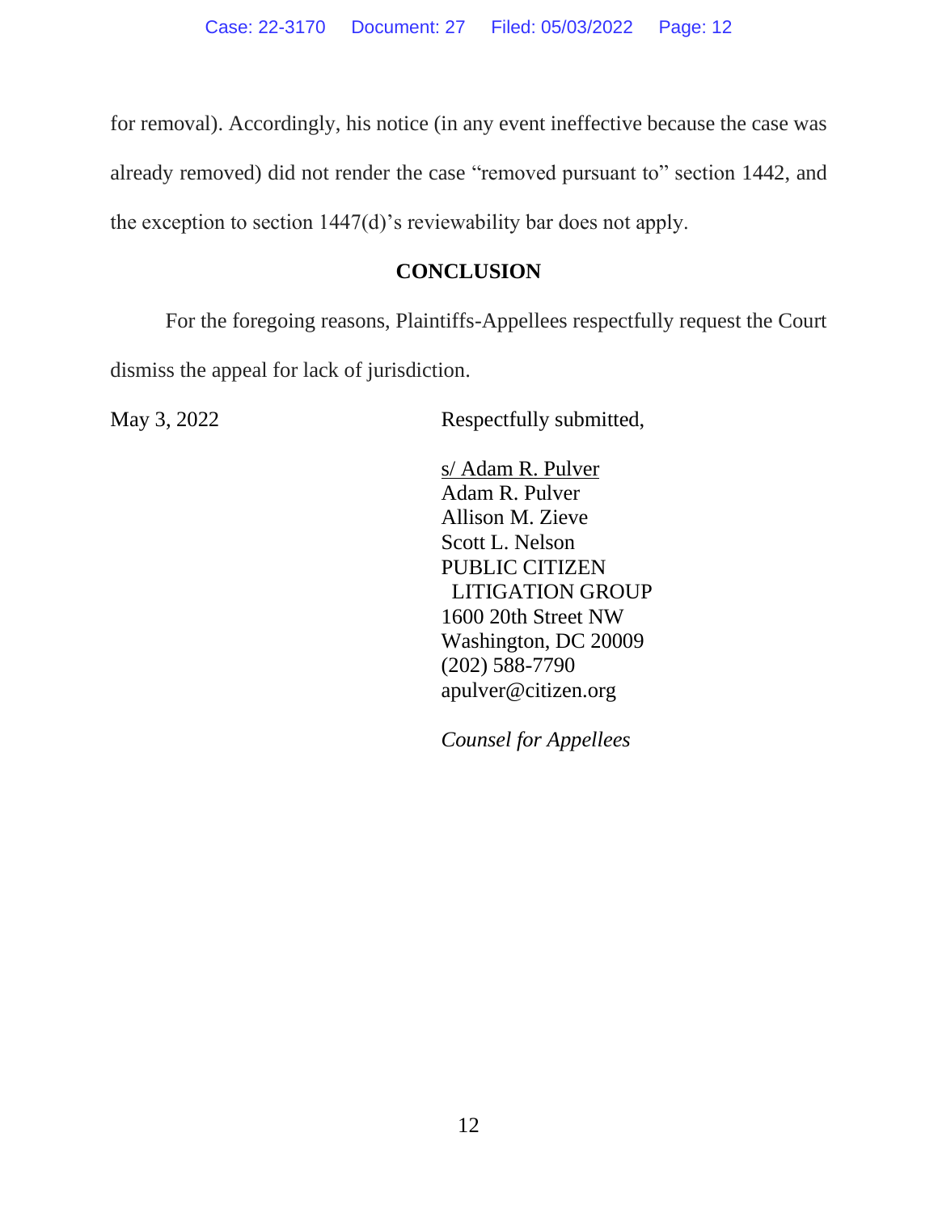for removal). Accordingly, his notice (in any event ineffective because the case was already removed) did not render the case "removed pursuant to" section 1442, and the exception to section 1447(d)'s reviewability bar does not apply.

## CONCLUSION

For the foregoing reasons, Plaintiffs-Appellees respectfully request the Court dismiss the appeal for lack of jurisdiction.

May 3, 2022

Respectfully submitted,

s/ Adam R. Pulver
Adam R. Pulver
Allison M. Zieve
Scott L. Nelson
PUBLIC CITIZEN
LITIGATION GROUP
1600 20th Street NW
Washington, DC 20009
(202) 588-7790
apulver@citizen.org

*Counsel for Appellees*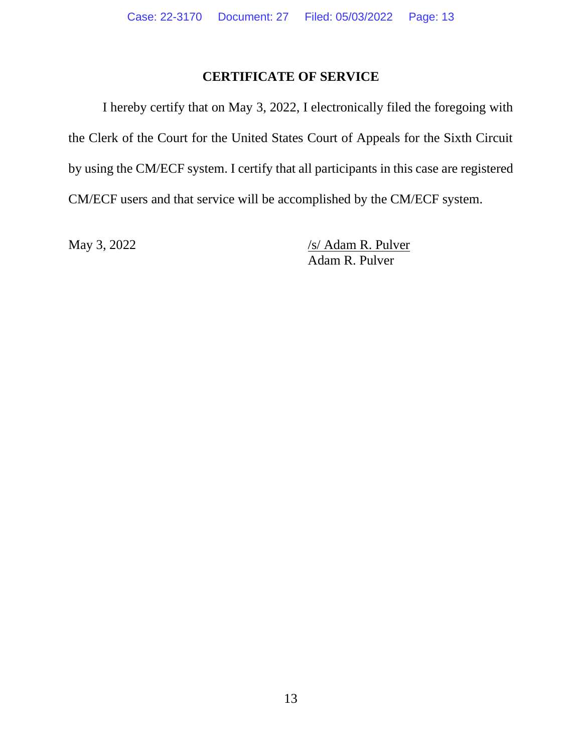## CERTIFICATE OF SERVICE

I hereby certify that on May 3, 2022, I electronically filed the foregoing with the Clerk of the Court for the United States Court of Appeals for the Sixth Circuit by using the CM/ECF system. I certify that all participants in this case are registered CM/ECF users and that service will be accomplished by the CM/ECF system.

May 3, 2022

/s/ Adam R. Pulver
Adam R. Pulver